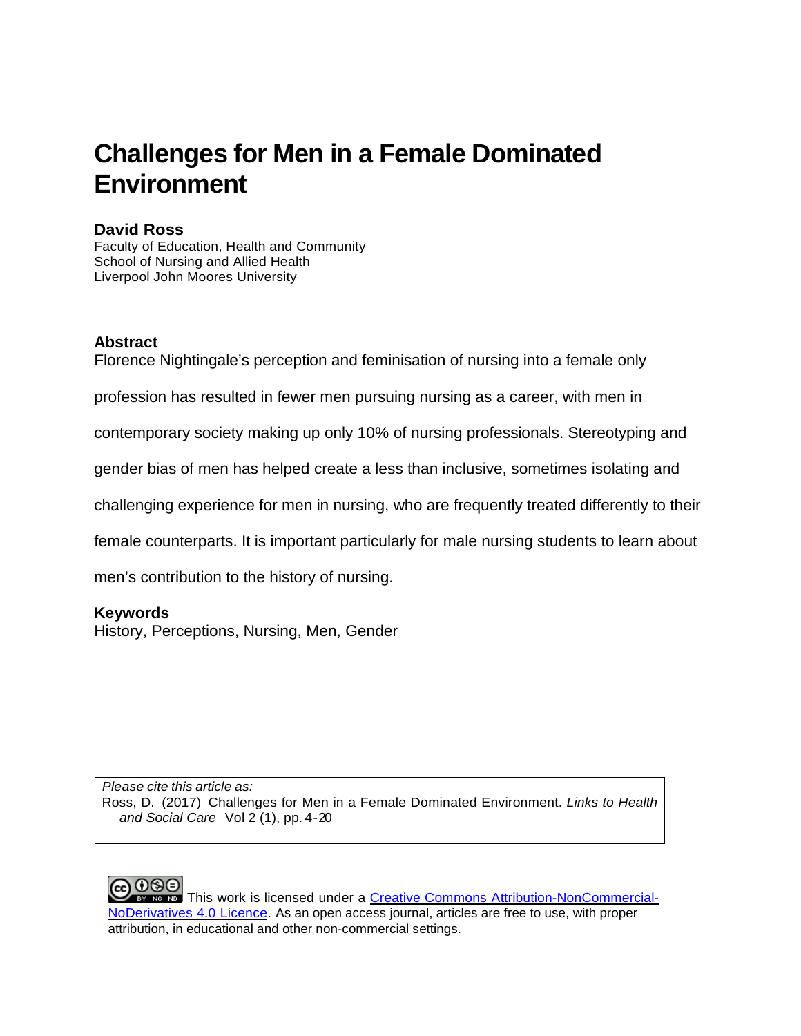# Challenges for Men in a Female Dominated Environment

**David Ross**
Faculty of Education, Health and Community
School of Nursing and Allied Health
Liverpool John Moores University

## Abstract

Florence Nightingale's perception and feminisation of nursing into a female only profession has resulted in fewer men pursuing nursing as a career, with men in contemporary society making up only 10% of nursing professionals. Stereotyping and gender bias of men has helped create a less than inclusive, sometimes isolating and challenging experience for men in nursing, who are frequently treated differently to their female counterparts. It is important particularly for male nursing students to learn about men's contribution to the history of nursing.

## Keywords

History, Perceptions, Nursing, Men, Gender

*Please cite this article as:*
Ross, D. (2017) Challenges for Men in a Female Dominated Environment. *Links to Health and Social Care* Vol 2 (1), pp. 4-20

This work is licensed under a [Creative Commons Attribution-NonCommercial-NoDerivatives 4.0 Licence](). As an open access journal, articles are free to use, with proper attribution, in educational and other non-commercial settings.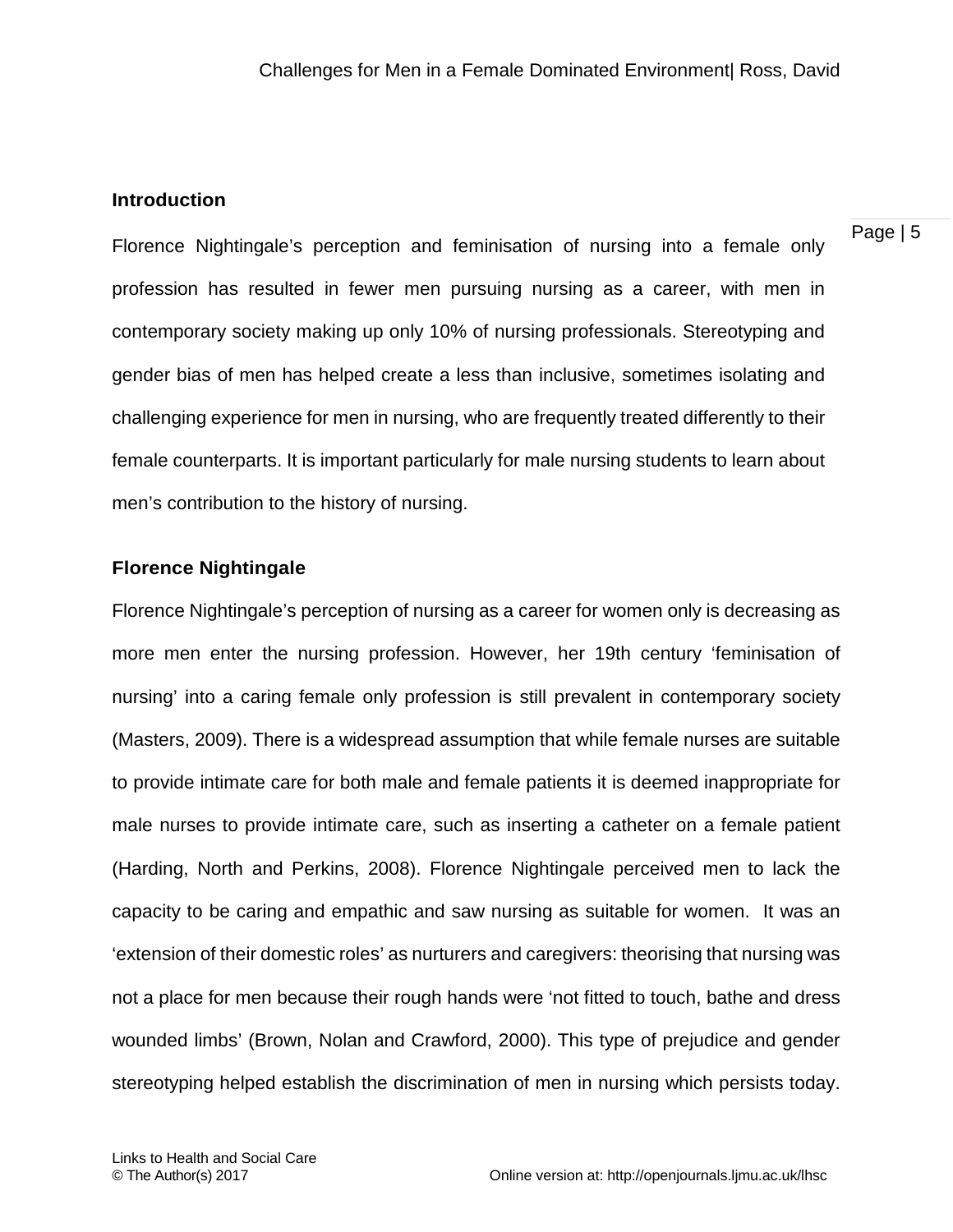## Introduction

Florence Nightingale's perception and feminisation of nursing into a female only profession has resulted in fewer men pursuing nursing as a career, with men in contemporary society making up only 10% of nursing professionals. Stereotyping and gender bias of men has helped create a less than inclusive, sometimes isolating and challenging experience for men in nursing, who are frequently treated differently to their female counterparts. It is important particularly for male nursing students to learn about men's contribution to the history of nursing.

## Florence Nightingale

Florence Nightingale's perception of nursing as a career for women only is decreasing as more men enter the nursing profession. However, her 19th century 'feminisation of nursing' into a caring female only profession is still prevalent in contemporary society (Masters, 2009). There is a widespread assumption that while female nurses are suitable to provide intimate care for both male and female patients it is deemed inappropriate for male nurses to provide intimate care, such as inserting a catheter on a female patient (Harding, North and Perkins, 2008). Florence Nightingale perceived men to lack the capacity to be caring and empathic and saw nursing as suitable for women. It was an 'extension of their domestic roles' as nurturers and caregivers: theorising that nursing was not a place for men because their rough hands were 'not fitted to touch, bathe and dress wounded limbs' (Brown, Nolan and Crawford, 2000). This type of prejudice and gender stereotyping helped establish the discrimination of men in nursing which persists today.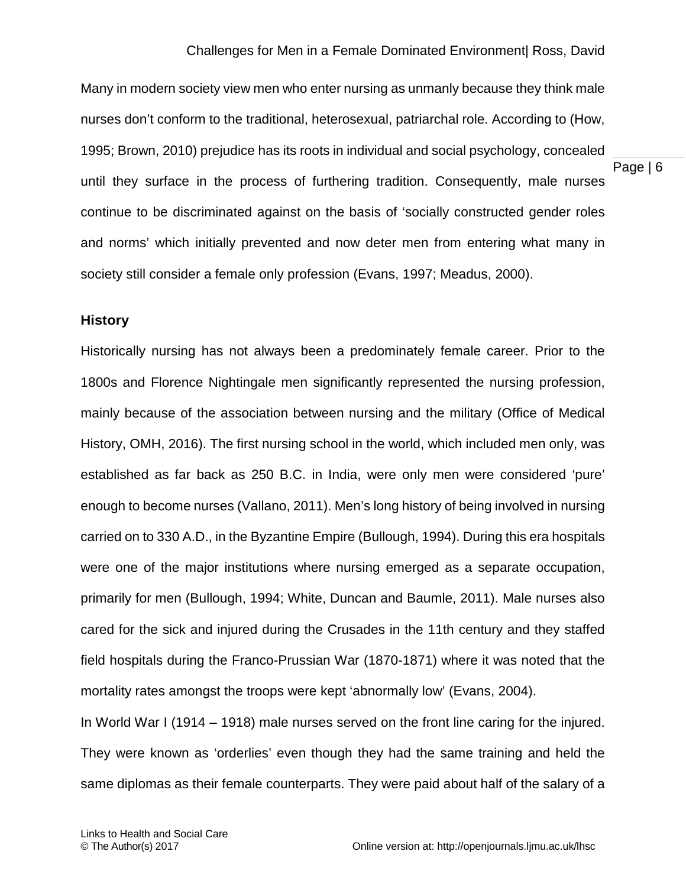Many in modern society view men who enter nursing as unmanly because they think male nurses don't conform to the traditional, heterosexual, patriarchal role. According to (How, 1995; Brown, 2010) prejudice has its roots in individual and social psychology, concealed until they surface in the process of furthering tradition. Consequently, male nurses continue to be discriminated against on the basis of 'socially constructed gender roles and norms' which initially prevented and now deter men from entering what many in society still consider a female only profession (Evans, 1997; Meadus, 2000).

**History**

Historically nursing has not always been a predominately female career. Prior to the 1800s and Florence Nightingale men significantly represented the nursing profession, mainly because of the association between nursing and the military (Office of Medical History, OMH, 2016). The first nursing school in the world, which included men only, was established as far back as 250 B.C. in India, were only men were considered 'pure' enough to become nurses (Vallano, 2011). Men's long history of being involved in nursing carried on to 330 A.D., in the Byzantine Empire (Bullough, 1994). During this era hospitals were one of the major institutions where nursing emerged as a separate occupation, primarily for men (Bullough, 1994; White, Duncan and Baumle, 2011). Male nurses also cared for the sick and injured during the Crusades in the 11th century and they staffed field hospitals during the Franco-Prussian War (1870-1871) where it was noted that the mortality rates amongst the troops were kept 'abnormally low' (Evans, 2004).

In World War I (1914 – 1918) male nurses served on the front line caring for the injured. They were known as 'orderlies' even though they had the same training and held the same diplomas as their female counterparts. They were paid about half of the salary of a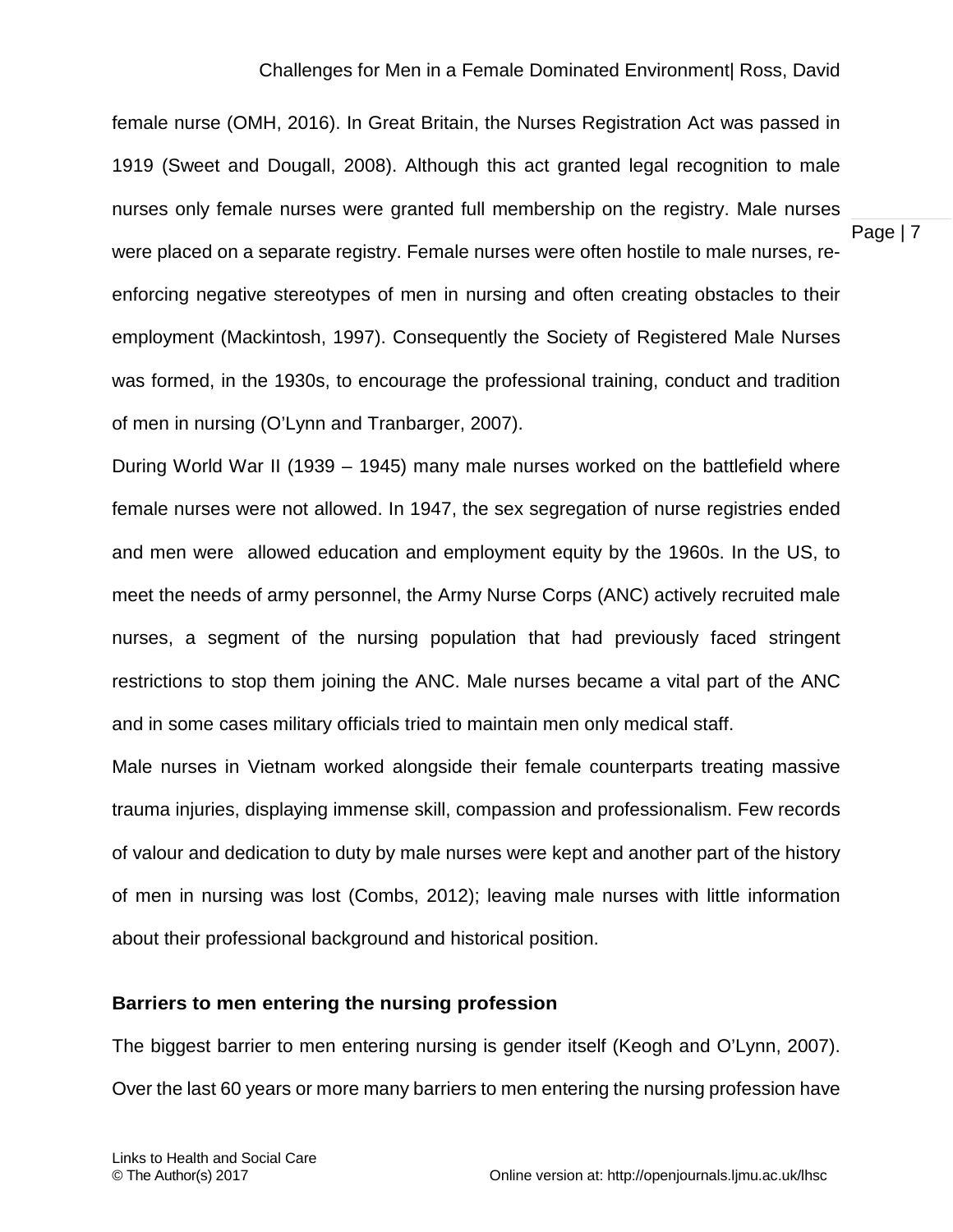female nurse (OMH, 2016). In Great Britain, the Nurses Registration Act was passed in 1919 (Sweet and Dougall, 2008). Although this act granted legal recognition to male nurses only female nurses were granted full membership on the registry. Male nurses were placed on a separate registry. Female nurses were often hostile to male nurses, re-enforcing negative stereotypes of men in nursing and often creating obstacles to their employment (Mackintosh, 1997). Consequently the Society of Registered Male Nurses was formed, in the 1930s, to encourage the professional training, conduct and tradition of men in nursing (O'Lynn and Tranbarger, 2007).

During World War II (1939 – 1945) many male nurses worked on the battlefield where female nurses were not allowed. In 1947, the sex segregation of nurse registries ended and men were allowed education and employment equity by the 1960s. In the US, to meet the needs of army personnel, the Army Nurse Corps (ANC) actively recruited male nurses, a segment of the nursing population that had previously faced stringent restrictions to stop them joining the ANC. Male nurses became a vital part of the ANC and in some cases military officials tried to maintain men only medical staff.

Male nurses in Vietnam worked alongside their female counterparts treating massive trauma injuries, displaying immense skill, compassion and professionalism. Few records of valour and dedication to duty by male nurses were kept and another part of the history of men in nursing was lost (Combs, 2012); leaving male nurses with little information about their professional background and historical position.

## Barriers to men entering the nursing profession

The biggest barrier to men entering nursing is gender itself (Keogh and O'Lynn, 2007). Over the last 60 years or more many barriers to men entering the nursing profession have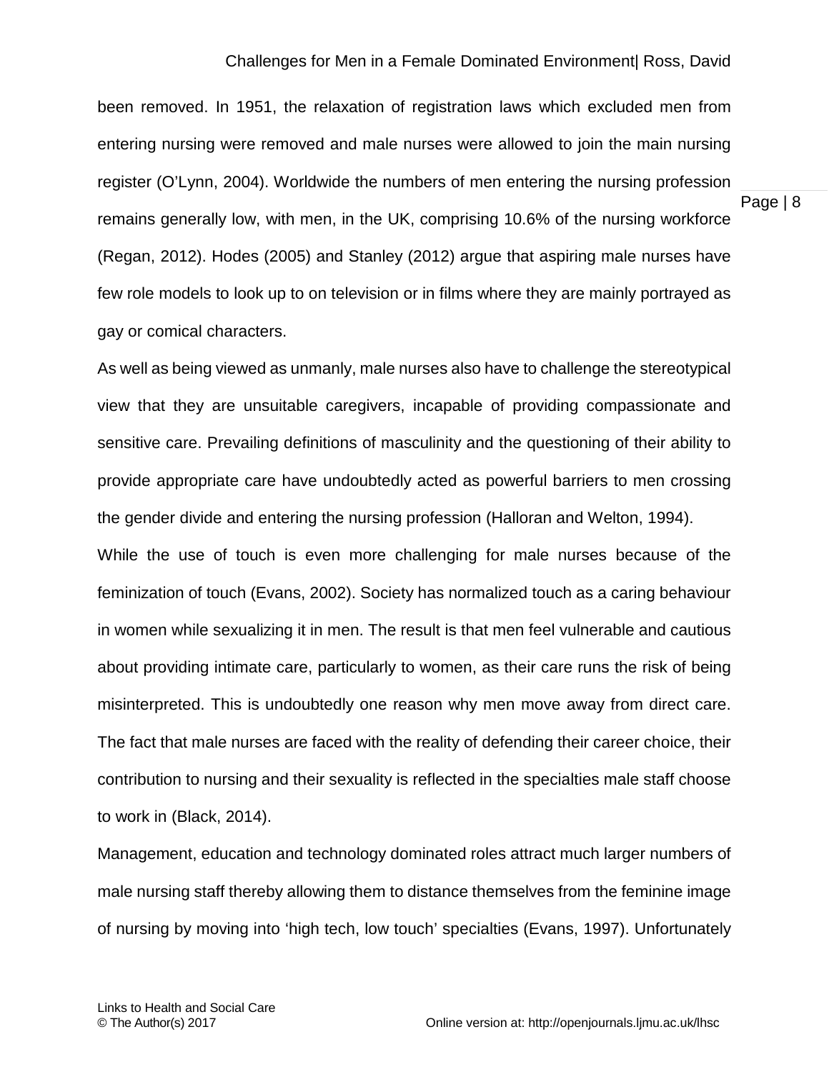been removed. In 1951, the relaxation of registration laws which excluded men from entering nursing were removed and male nurses were allowed to join the main nursing register (O'Lynn, 2004). Worldwide the numbers of men entering the nursing profession remains generally low, with men, in the UK, comprising 10.6% of the nursing workforce (Regan, 2012). Hodes (2005) and Stanley (2012) argue that aspiring male nurses have few role models to look up to on television or in films where they are mainly portrayed as gay or comical characters.

As well as being viewed as unmanly, male nurses also have to challenge the stereotypical view that they are unsuitable caregivers, incapable of providing compassionate and sensitive care. Prevailing definitions of masculinity and the questioning of their ability to provide appropriate care have undoubtedly acted as powerful barriers to men crossing the gender divide and entering the nursing profession (Halloran and Welton, 1994).

While the use of touch is even more challenging for male nurses because of the feminization of touch (Evans, 2002). Society has normalized touch as a caring behaviour in women while sexualizing it in men. The result is that men feel vulnerable and cautious about providing intimate care, particularly to women, as their care runs the risk of being misinterpreted. This is undoubtedly one reason why men move away from direct care. The fact that male nurses are faced with the reality of defending their career choice, their contribution to nursing and their sexuality is reflected in the specialties male staff choose to work in (Black, 2014).

Management, education and technology dominated roles attract much larger numbers of male nursing staff thereby allowing them to distance themselves from the feminine image of nursing by moving into 'high tech, low touch' specialties (Evans, 1997). Unfortunately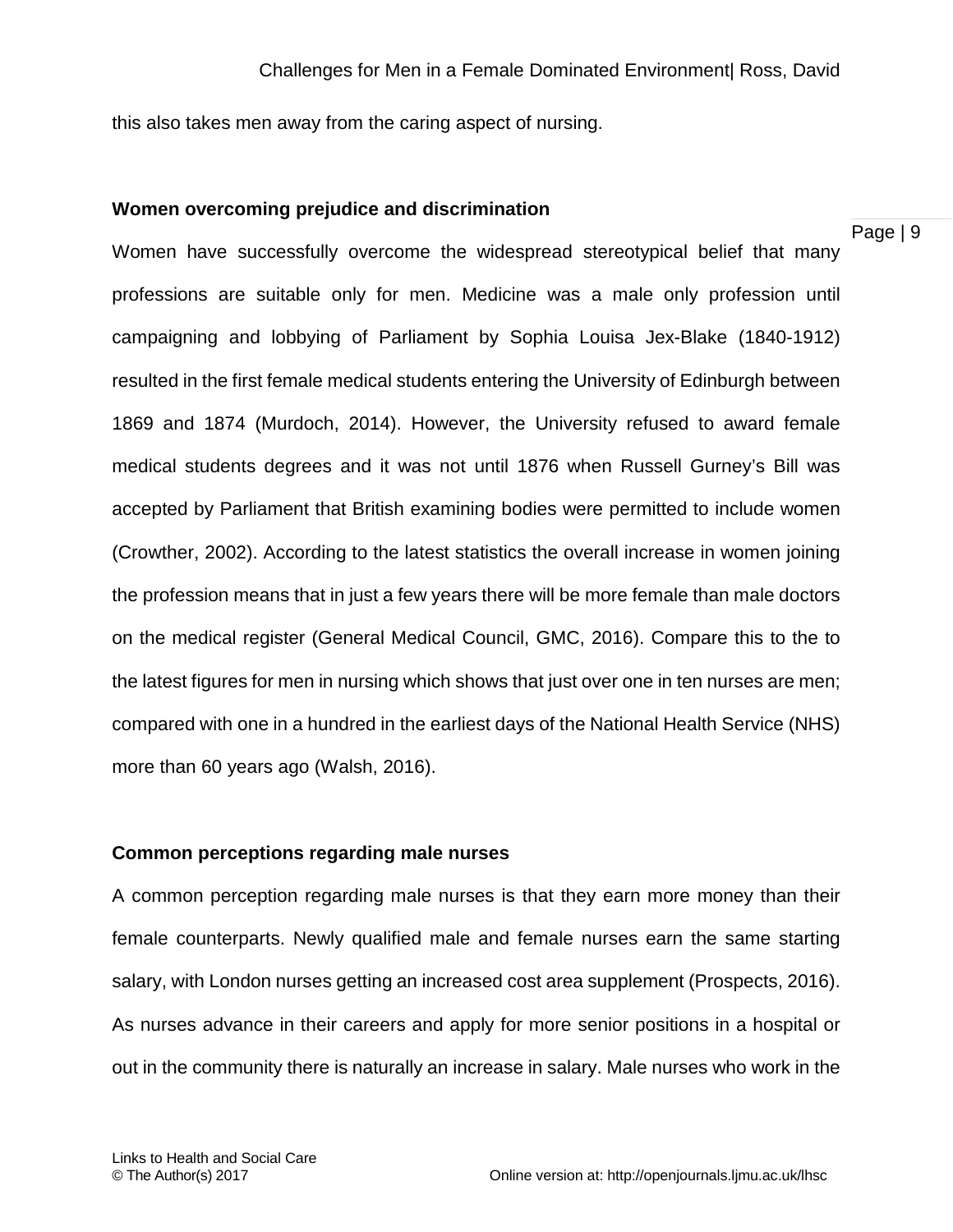this also takes men away from the caring aspect of nursing.

**Women overcoming prejudice and discrimination**

Women have successfully overcome the widespread stereotypical belief that many professions are suitable only for men. Medicine was a male only profession until campaigning and lobbying of Parliament by Sophia Louisa Jex-Blake (1840-1912) resulted in the first female medical students entering the University of Edinburgh between 1869 and 1874 (Murdoch, 2014). However, the University refused to award female medical students degrees and it was not until 1876 when Russell Gurney's Bill was accepted by Parliament that British examining bodies were permitted to include women (Crowther, 2002). According to the latest statistics the overall increase in women joining the profession means that in just a few years there will be more female than male doctors on the medical register (General Medical Council, GMC, 2016). Compare this to the to the latest figures for men in nursing which shows that just over one in ten nurses are men; compared with one in a hundred in the earliest days of the National Health Service (NHS) more than 60 years ago (Walsh, 2016).

**Common perceptions regarding male nurses**

A common perception regarding male nurses is that they earn more money than their female counterparts. Newly qualified male and female nurses earn the same starting salary, with London nurses getting an increased cost area supplement (Prospects, 2016). As nurses advance in their careers and apply for more senior positions in a hospital or out in the community there is naturally an increase in salary. Male nurses who work in the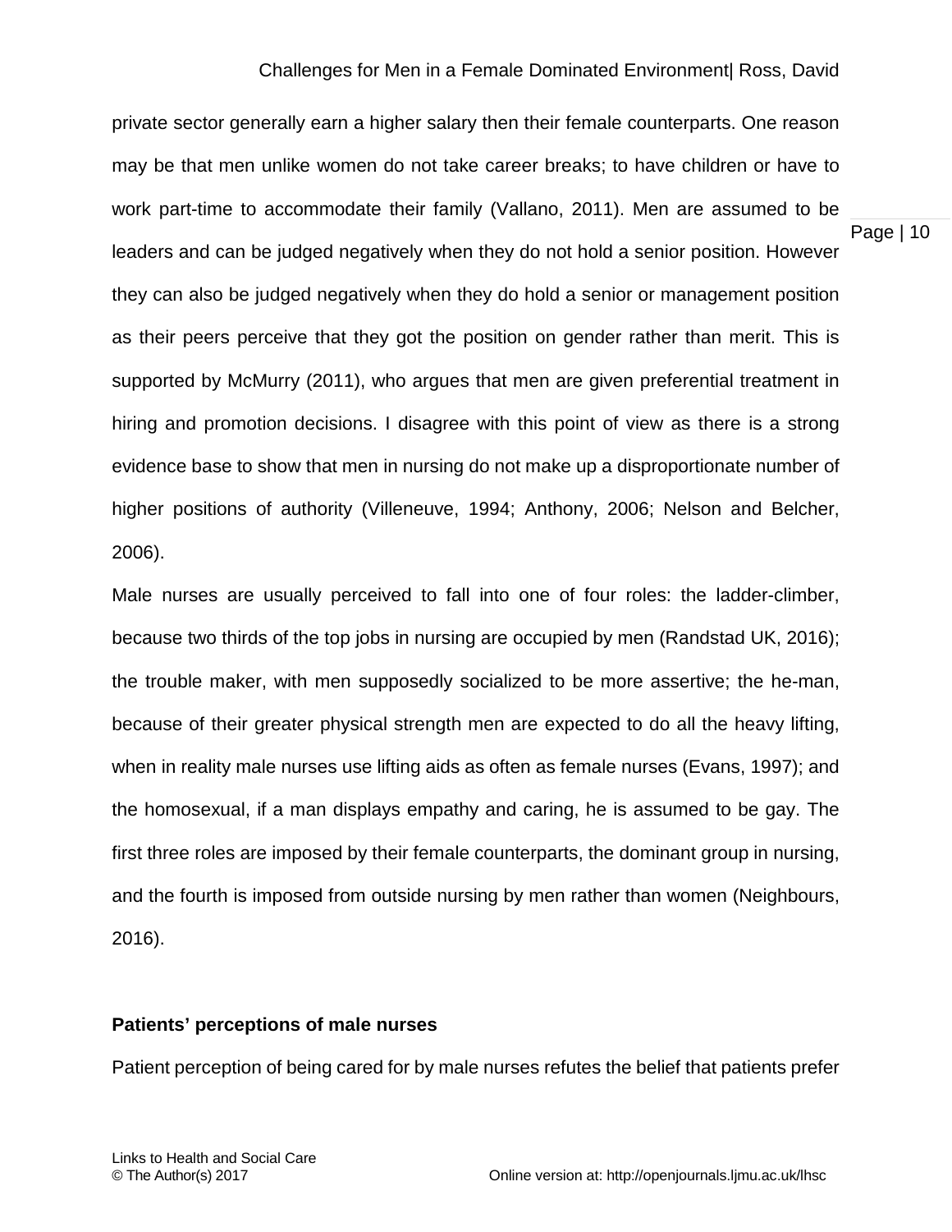private sector generally earn a higher salary then their female counterparts. One reason may be that men unlike women do not take career breaks; to have children or have to work part-time to accommodate their family (Vallano, 2011). Men are assumed to be leaders and can be judged negatively when they do not hold a senior position. However they can also be judged negatively when they do hold a senior or management position as their peers perceive that they got the position on gender rather than merit. This is supported by McMurry (2011), who argues that men are given preferential treatment in hiring and promotion decisions. I disagree with this point of view as there is a strong evidence base to show that men in nursing do not make up a disproportionate number of higher positions of authority (Villeneuve, 1994; Anthony, 2006; Nelson and Belcher, 2006).

Male nurses are usually perceived to fall into one of four roles: the ladder-climber, because two thirds of the top jobs in nursing are occupied by men (Randstad UK, 2016); the trouble maker, with men supposedly socialized to be more assertive; the he-man, because of their greater physical strength men are expected to do all the heavy lifting, when in reality male nurses use lifting aids as often as female nurses (Evans, 1997); and the homosexual, if a man displays empathy and caring, he is assumed to be gay. The first three roles are imposed by their female counterparts, the dominant group in nursing, and the fourth is imposed from outside nursing by men rather than women (Neighbours, 2016).

**Patients' perceptions of male nurses**

Patient perception of being cared for by male nurses refutes the belief that patients prefer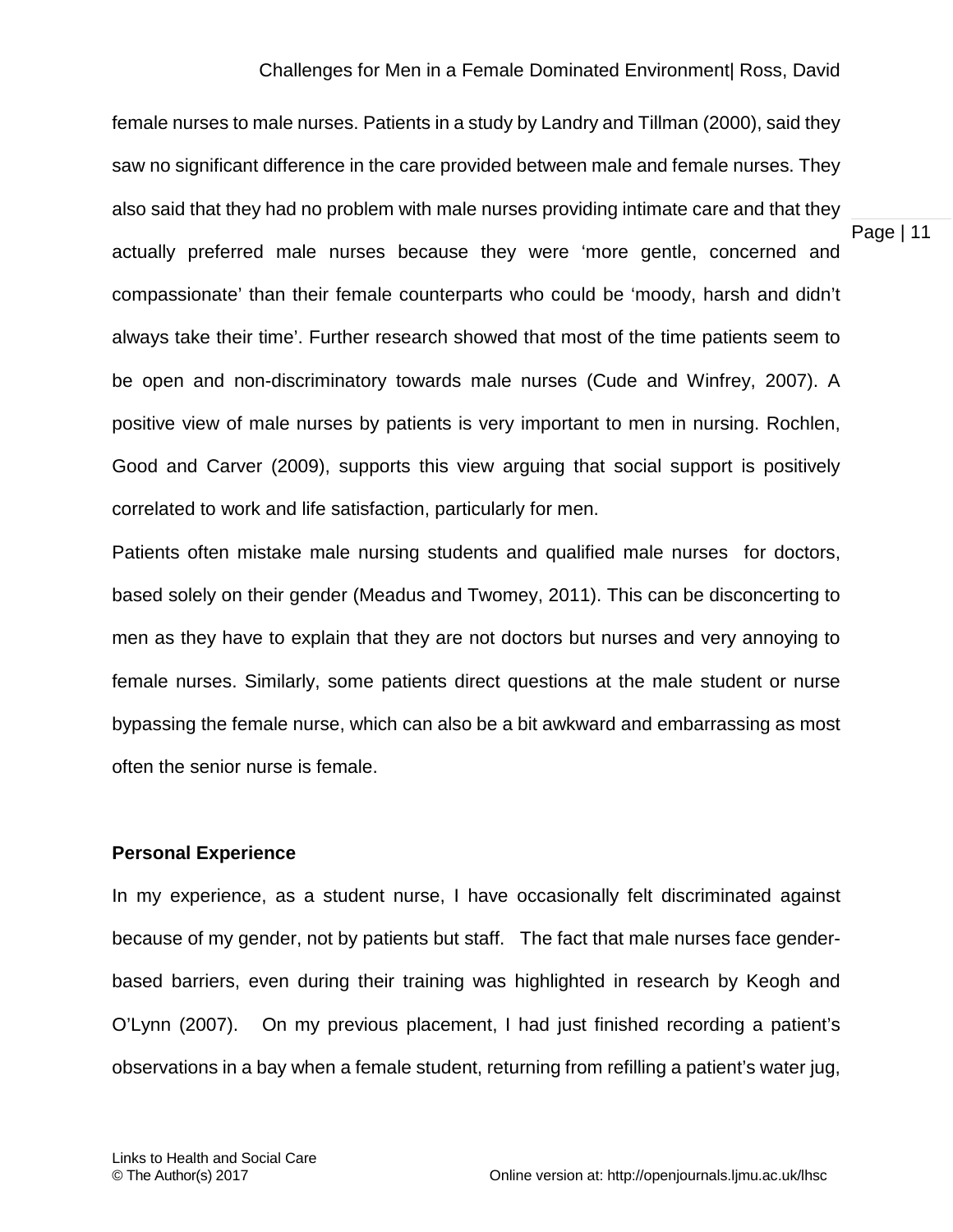female nurses to male nurses. Patients in a study by Landry and Tillman (2000), said they saw no significant difference in the care provided between male and female nurses. They also said that they had no problem with male nurses providing intimate care and that they actually preferred male nurses because they were 'more gentle, concerned and compassionate' than their female counterparts who could be 'moody, harsh and didn't always take their time'. Further research showed that most of the time patients seem to be open and non-discriminatory towards male nurses (Cude and Winfrey, 2007). A positive view of male nurses by patients is very important to men in nursing. Rochlen, Good and Carver (2009), supports this view arguing that social support is positively correlated to work and life satisfaction, particularly for men.

Patients often mistake male nursing students and qualified male nurses for doctors, based solely on their gender (Meadus and Twomey, 2011). This can be disconcerting to men as they have to explain that they are not doctors but nurses and very annoying to female nurses. Similarly, some patients direct questions at the male student or nurse bypassing the female nurse, which can also be a bit awkward and embarrassing as most often the senior nurse is female.

**Personal Experience**

In my experience, as a student nurse, I have occasionally felt discriminated against because of my gender, not by patients but staff. The fact that male nurses face gender-based barriers, even during their training was highlighted in research by Keogh and O'Lynn (2007). On my previous placement, I had just finished recording a patient's observations in a bay when a female student, returning from refilling a patient's water jug,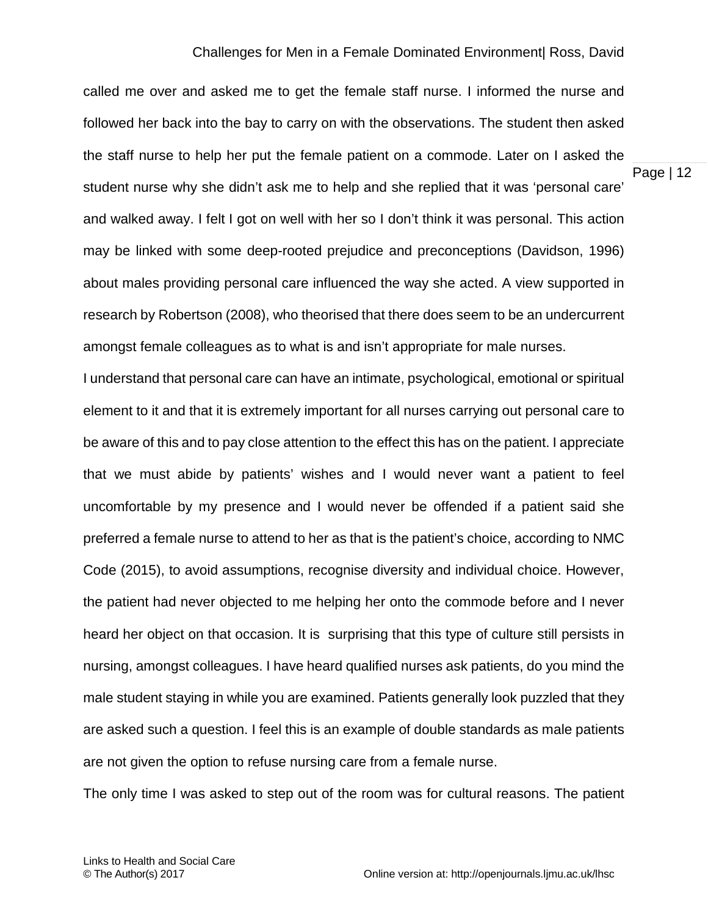called me over and asked me to get the female staff nurse. I informed the nurse and followed her back into the bay to carry on with the observations. The student then asked the staff nurse to help her put the female patient on a commode. Later on I asked the student nurse why she didn't ask me to help and she replied that it was 'personal care' and walked away. I felt I got on well with her so I don't think it was personal. This action may be linked with some deep-rooted prejudice and preconceptions (Davidson, 1996) about males providing personal care influenced the way she acted. A view supported in research by Robertson (2008), who theorised that there does seem to be an undercurrent amongst female colleagues as to what is and isn't appropriate for male nurses.

I understand that personal care can have an intimate, psychological, emotional or spiritual element to it and that it is extremely important for all nurses carrying out personal care to be aware of this and to pay close attention to the effect this has on the patient. I appreciate that we must abide by patients' wishes and I would never want a patient to feel uncomfortable by my presence and I would never be offended if a patient said she preferred a female nurse to attend to her as that is the patient's choice, according to NMC Code (2015), to avoid assumptions, recognise diversity and individual choice. However, the patient had never objected to me helping her onto the commode before and I never heard her object on that occasion. It is surprising that this type of culture still persists in nursing, amongst colleagues. I have heard qualified nurses ask patients, do you mind the male student staying in while you are examined. Patients generally look puzzled that they are asked such a question. I feel this is an example of double standards as male patients are not given the option to refuse nursing care from a female nurse.

The only time I was asked to step out of the room was for cultural reasons. The patient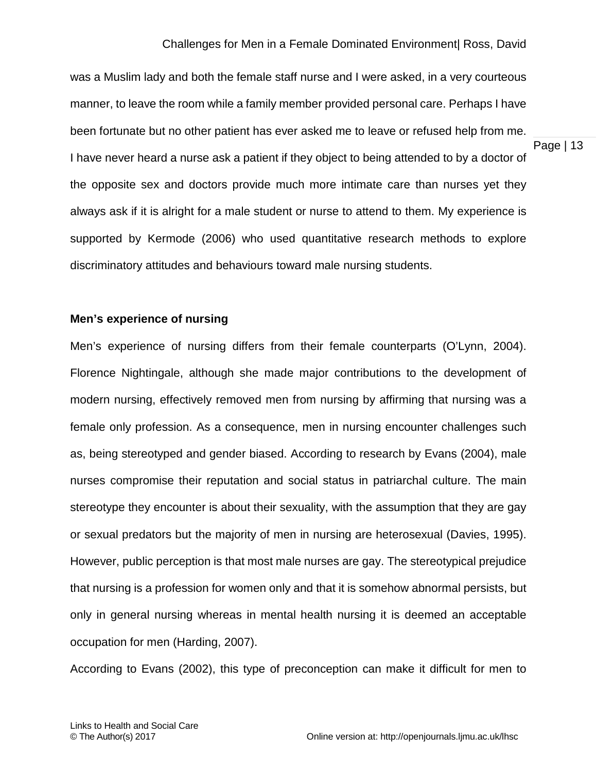was a Muslim lady and both the female staff nurse and I were asked, in a very courteous manner, to leave the room while a family member provided personal care. Perhaps I have been fortunate but no other patient has ever asked me to leave or refused help from me. I have never heard a nurse ask a patient if they object to being attended to by a doctor of the opposite sex and doctors provide much more intimate care than nurses yet they always ask if it is alright for a male student or nurse to attend to them. My experience is supported by Kermode (2006) who used quantitative research methods to explore discriminatory attitudes and behaviours toward male nursing students.

**Men's experience of nursing**

Men's experience of nursing differs from their female counterparts (O'Lynn, 2004). Florence Nightingale, although she made major contributions to the development of modern nursing, effectively removed men from nursing by affirming that nursing was a female only profession. As a consequence, men in nursing encounter challenges such as, being stereotyped and gender biased. According to research by Evans (2004), male nurses compromise their reputation and social status in patriarchal culture. The main stereotype they encounter is about their sexuality, with the assumption that they are gay or sexual predators but the majority of men in nursing are heterosexual (Davies, 1995). However, public perception is that most male nurses are gay. The stereotypical prejudice that nursing is a profession for women only and that it is somehow abnormal persists, but only in general nursing whereas in mental health nursing it is deemed an acceptable occupation for men (Harding, 2007).

According to Evans (2002), this type of preconception can make it difficult for men to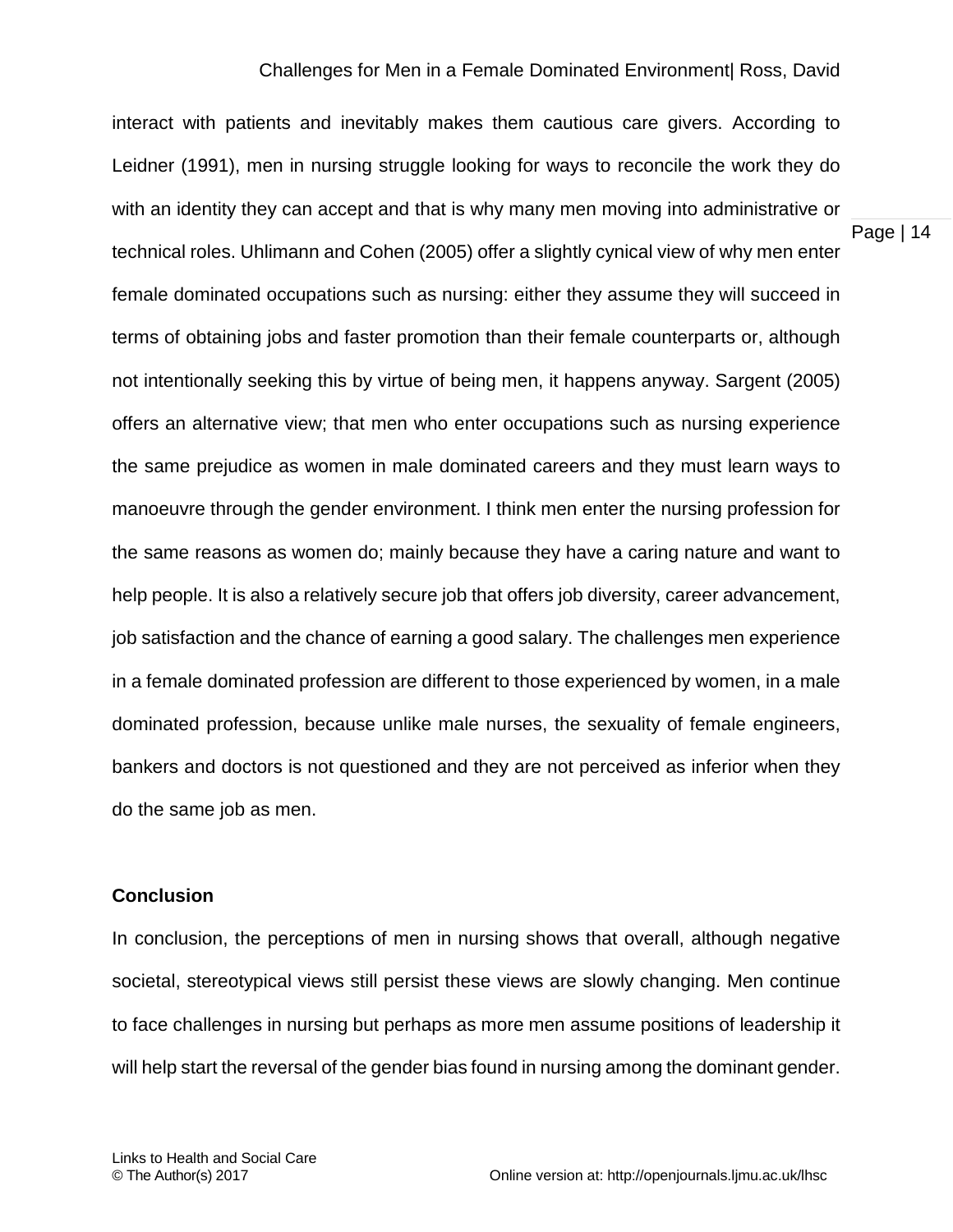interact with patients and inevitably makes them cautious care givers. According to Leidner (1991), men in nursing struggle looking for ways to reconcile the work they do with an identity they can accept and that is why many men moving into administrative or technical roles. Uhlimann and Cohen (2005) offer a slightly cynical view of why men enter female dominated occupations such as nursing: either they assume they will succeed in terms of obtaining jobs and faster promotion than their female counterparts or, although not intentionally seeking this by virtue of being men, it happens anyway. Sargent (2005) offers an alternative view; that men who enter occupations such as nursing experience the same prejudice as women in male dominated careers and they must learn ways to manoeuvre through the gender environment. I think men enter the nursing profession for the same reasons as women do; mainly because they have a caring nature and want to help people. It is also a relatively secure job that offers job diversity, career advancement, job satisfaction and the chance of earning a good salary. The challenges men experience in a female dominated profession are different to those experienced by women, in a male dominated profession, because unlike male nurses, the sexuality of female engineers, bankers and doctors is not questioned and they are not perceived as inferior when they do the same job as men.

## Conclusion

In conclusion, the perceptions of men in nursing shows that overall, although negative societal, stereotypical views still persist these views are slowly changing. Men continue to face challenges in nursing but perhaps as more men assume positions of leadership it will help start the reversal of the gender bias found in nursing among the dominant gender.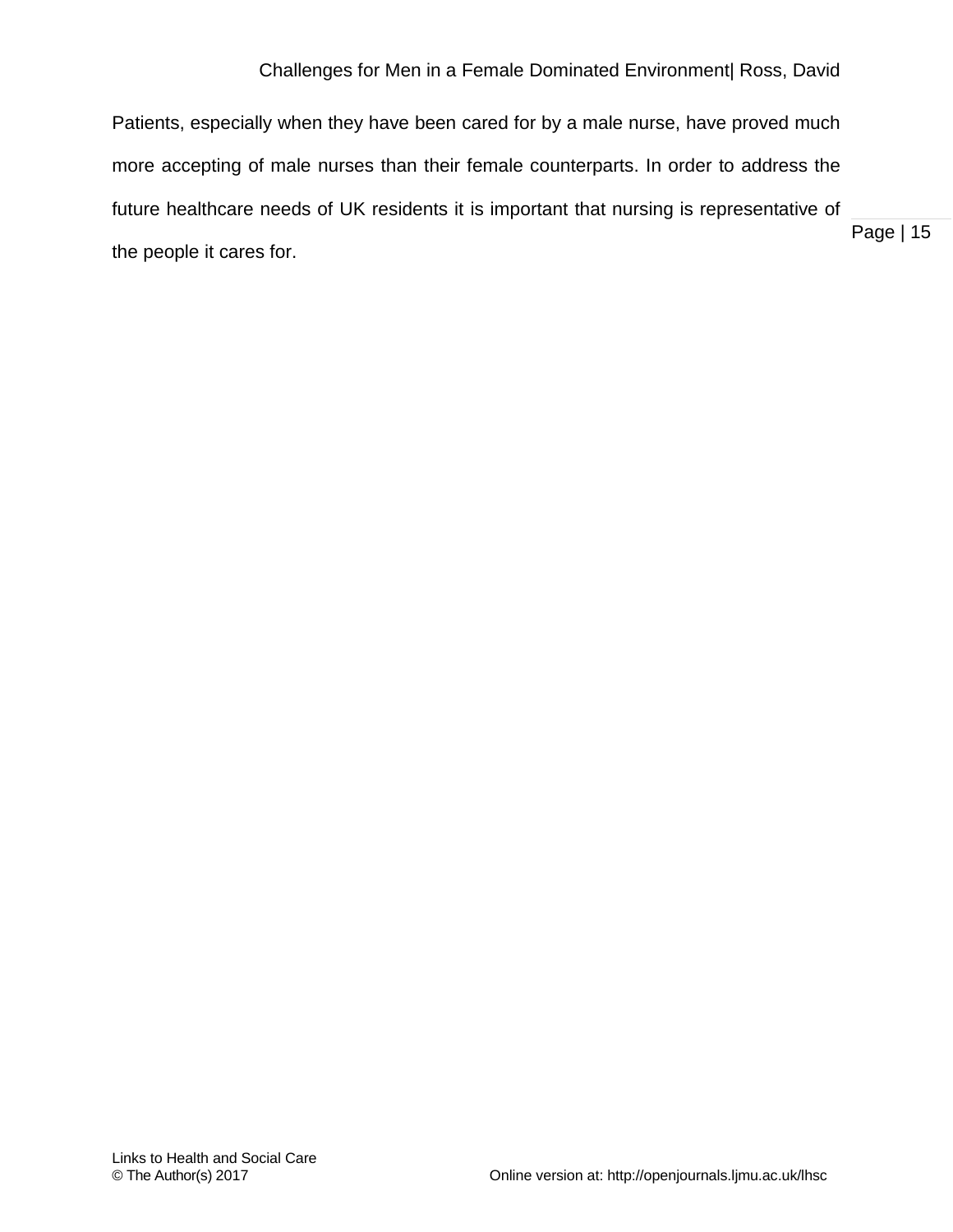Patients, especially when they have been cared for by a male nurse, have proved much more accepting of male nurses than their female counterparts. In order to address the future healthcare needs of UK residents it is important that nursing is representative of the people it cares for.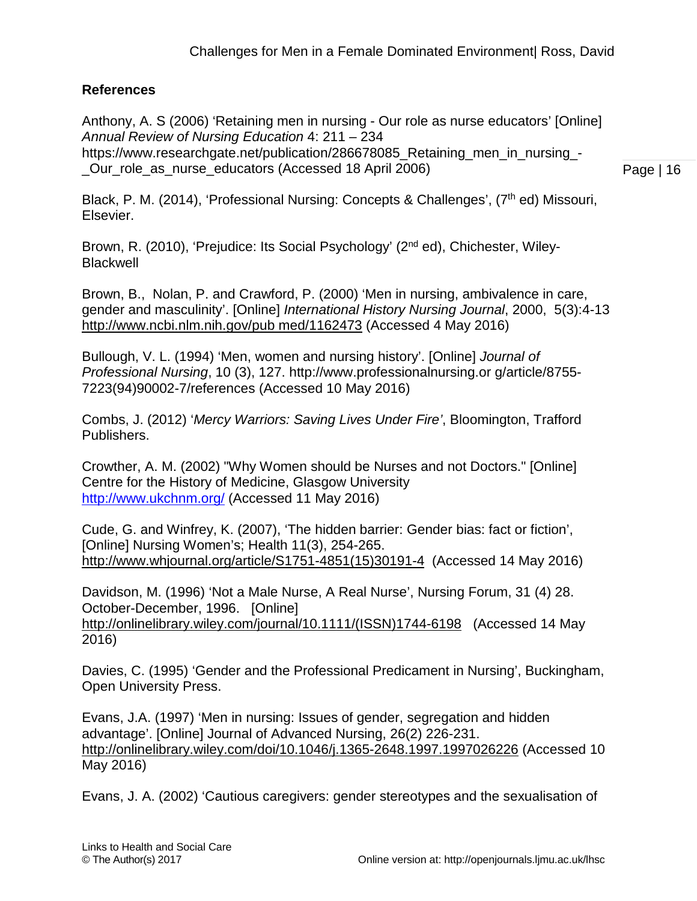## References

Anthony, A. S (2006) 'Retaining men in nursing - Our role as nurse educators' [Online] *Annual Review of Nursing Education* 4: 211 – 234 https://www.researchgate.net/publication/286678085_Retaining_men_in_nursing_-_Our_role_as_nurse_educators (Accessed 18 April 2006)

Black, P. M. (2014), 'Professional Nursing: Concepts & Challenges', (7th ed) Missouri, Elsevier.

Brown, R. (2010), 'Prejudice: Its Social Psychology' (2nd ed), Chichester, Wiley-Blackwell

Brown, B., Nolan, P. and Crawford, P. (2000) 'Men in nursing, ambivalence in care, gender and masculinity'. [Online] *International History Nursing Journal*, 2000, 5(3):4-13 http://www.ncbi.nlm.nih.gov/pub med/1162473 (Accessed 4 May 2016)

Bullough, V. L. (1994) 'Men, women and nursing history'. [Online] *Journal of Professional Nursing*, 10 (3), 127. http://www.professionalnursing.or g/article/8755-7223(94)90002-7/references (Accessed 10 May 2016)

Combs, J. (2012) '*Mercy Warriors: Saving Lives Under Fire'*, Bloomington, Trafford Publishers.

Crowther, A. M. (2002) "Why Women should be Nurses and not Doctors." [Online] Centre for the History of Medicine, Glasgow University http://www.ukchnm.org/ (Accessed 11 May 2016)

Cude, G. and Winfrey, K. (2007), 'The hidden barrier: Gender bias: fact or fiction', [Online] Nursing Women's; Health 11(3), 254-265. http://www.whjournal.org/article/S1751-4851(15)30191-4 (Accessed 14 May 2016)

Davidson, M. (1996) 'Not a Male Nurse, A Real Nurse', Nursing Forum, 31 (4) 28. October-December, 1996. [Online] http://onlinelibrary.wiley.com/journal/10.1111/(ISSN)1744-6198 (Accessed 14 May 2016)

Davies, C. (1995) 'Gender and the Professional Predicament in Nursing', Buckingham, Open University Press.

Evans, J.A. (1997) 'Men in nursing: Issues of gender, segregation and hidden advantage'. [Online] Journal of Advanced Nursing, 26(2) 226-231. http://onlinelibrary.wiley.com/doi/10.1046/j.1365-2648.1997.1997026226 (Accessed 10 May 2016)

Evans, J. A. (2002) 'Cautious caregivers: gender stereotypes and the sexualisation of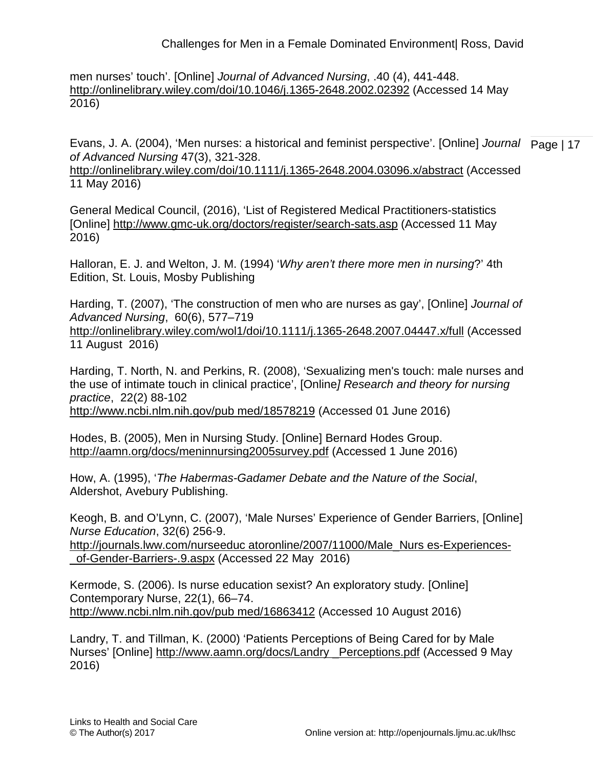men nurses' touch'. [Online] *Journal of Advanced Nursing*, .40 (4), 441-448. http://onlinelibrary.wiley.com/doi/10.1046/j.1365-2648.2002.02392 (Accessed 14 May 2016)

Evans, J. A. (2004), 'Men nurses: a historical and feminist perspective'. [Online] *Journal of Advanced Nursing* 47(3), 321-328. http://onlinelibrary.wiley.com/doi/10.1111/j.1365-2648.2004.03096.x/abstract (Accessed 11 May 2016)

General Medical Council, (2016), 'List of Registered Medical Practitioners-statistics [Online] http://www.gmc-uk.org/doctors/register/search-sats.asp (Accessed 11 May 2016)

Halloran, E. J. and Welton, J. M. (1994) '*Why aren't there more men in nursing*?' 4th Edition, St. Louis, Mosby Publishing

Harding, T. (2007), 'The construction of men who are nurses as gay', [Online] *Journal of Advanced Nursing*, 60(6), 577–719 http://onlinelibrary.wiley.com/wol1/doi/10.1111/j.1365-2648.2007.04447.x/full (Accessed 11 August 2016)

Harding, T. North, N. and Perkins, R. (2008), 'Sexualizing men's touch: male nurses and the use of intimate touch in clinical practice', [Online*] Research and theory for nursing practice*, 22(2) 88-102 http://www.ncbi.nlm.nih.gov/pub med/18578219 (Accessed 01 June 2016)

Hodes, B. (2005), Men in Nursing Study. [Online] Bernard Hodes Group. http://aamn.org/docs/meninnursing2005survey.pdf (Accessed 1 June 2016)

How, A. (1995), '*The Habermas-Gadamer Debate and the Nature of the Social*, Aldershot, Avebury Publishing.

Keogh, B. and O'Lynn, C. (2007), 'Male Nurses' Experience of Gender Barriers, [Online] *Nurse Education*, 32(6) 256-9. http://journals.lww.com/nurseeduc atoronline/2007/11000/Male_Nurs es-Experiences-_of-Gender-Barriers-.9.aspx (Accessed 22 May 2016)

Kermode, S. (2006). Is nurse education sexist? An exploratory study. [Online] Contemporary Nurse, 22(1), 66–74. http://www.ncbi.nlm.nih.gov/pub med/16863412 (Accessed 10 August 2016)

Landry, T. and Tillman, K. (2000) 'Patients Perceptions of Being Cared for by Male Nurses' [Online] http://www.aamn.org/docs/Landry _Perceptions.pdf (Accessed 9 May 2016)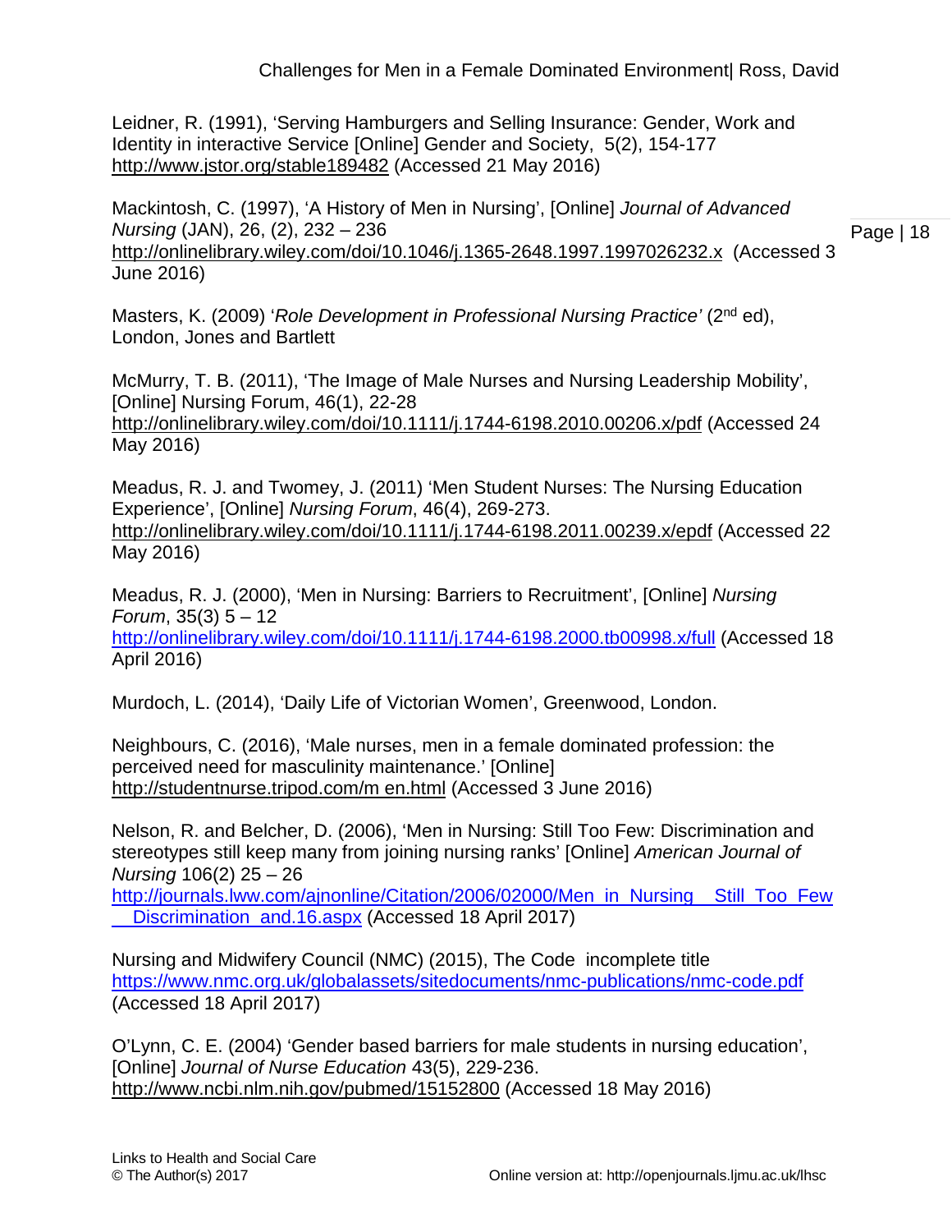Leidner, R. (1991), 'Serving Hamburgers and Selling Insurance: Gender, Work and Identity in interactive Service [Online] Gender and Society, 5(2), 154-177 http://www.jstor.org/stable189482 (Accessed 21 May 2016)

Mackintosh, C. (1997), 'A History of Men in Nursing', [Online] *Journal of Advanced Nursing* (JAN), 26, (2), 232 – 236 http://onlinelibrary.wiley.com/doi/10.1046/j.1365-2648.1997.1997026232.x (Accessed 3 June 2016)

Masters, K. (2009) '*Role Development in Professional Nursing Practice'* (2nd ed), London, Jones and Bartlett

McMurry, T. B. (2011), 'The Image of Male Nurses and Nursing Leadership Mobility', [Online] Nursing Forum, 46(1), 22-28 http://onlinelibrary.wiley.com/doi/10.1111/j.1744-6198.2010.00206.x/pdf (Accessed 24 May 2016)

Meadus, R. J. and Twomey, J. (2011) 'Men Student Nurses: The Nursing Education Experience', [Online] *Nursing Forum*, 46(4), 269-273. http://onlinelibrary.wiley.com/doi/10.1111/j.1744-6198.2011.00239.x/epdf (Accessed 22 May 2016)

Meadus, R. J. (2000), 'Men in Nursing: Barriers to Recruitment', [Online] *Nursing Forum*, 35(3) 5 – 12 http://onlinelibrary.wiley.com/doi/10.1111/j.1744-6198.2000.tb00998.x/full (Accessed 18 April 2016)

Murdoch, L. (2014), 'Daily Life of Victorian Women', Greenwood, London.

Neighbours, C. (2016), 'Male nurses, men in a female dominated profession: the perceived need for masculinity maintenance.' [Online] http://studentnurse.tripod.com/m en.html (Accessed 3 June 2016)

Nelson, R. and Belcher, D. (2006), 'Men in Nursing: Still Too Few: Discrimination and stereotypes still keep many from joining nursing ranks' [Online] *American Journal of Nursing* 106(2) 25 – 26 http://journals.lww.com/ajnonline/Citation/2006/02000/Men_in_Nursing__Still_Too_Few__Discrimination_and.16.aspx (Accessed 18 April 2017)

Nursing and Midwifery Council (NMC) (2015), The Code incomplete title https://www.nmc.org.uk/globalassets/sitedocuments/nmc-publications/nmc-code.pdf (Accessed 18 April 2017)

O'Lynn, C. E. (2004) 'Gender based barriers for male students in nursing education', [Online] *Journal of Nurse Education* 43(5), 229-236. http://www.ncbi.nlm.nih.gov/pubmed/15152800 (Accessed 18 May 2016)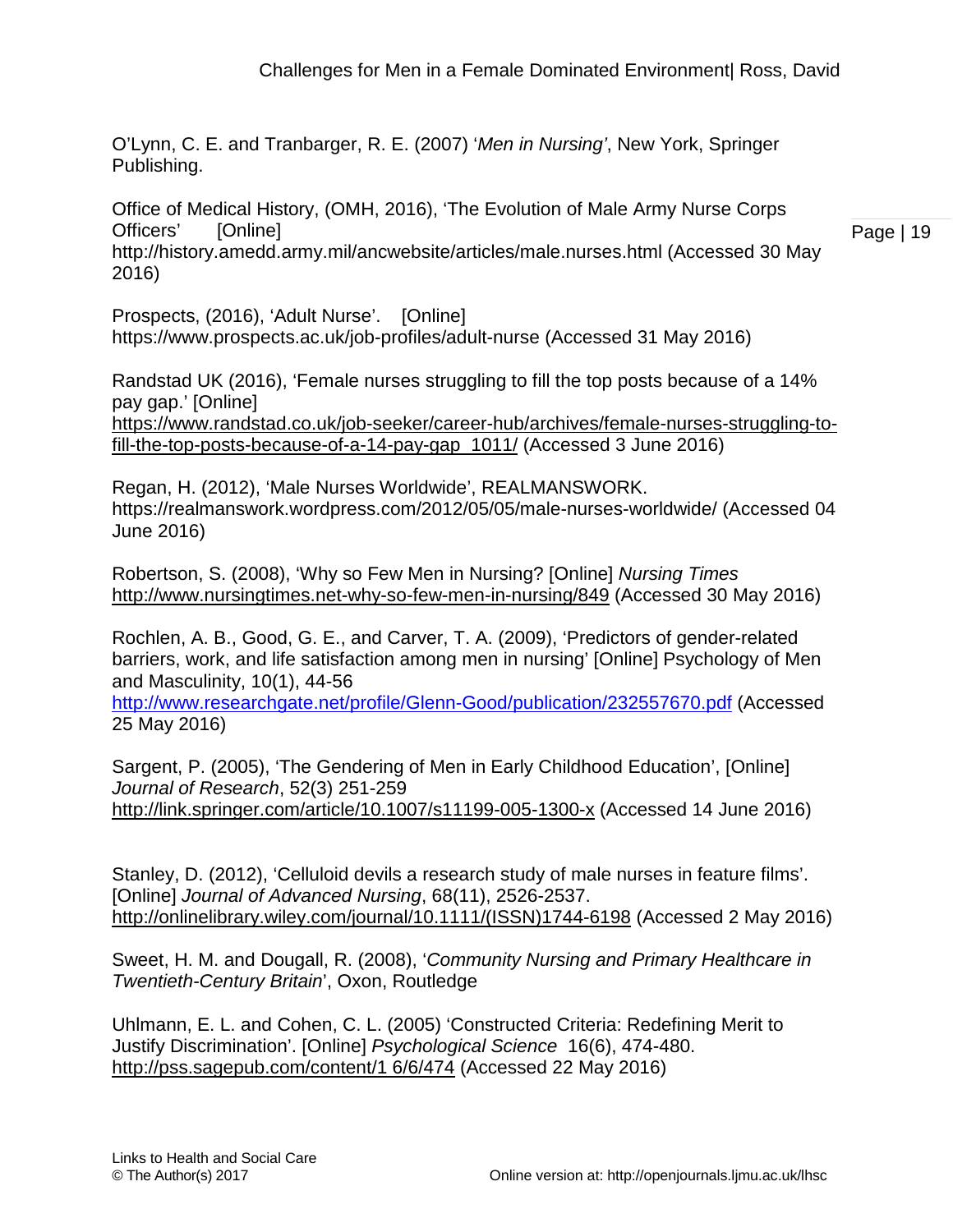O'Lynn, C. E. and Tranbarger, R. E. (2007) '*Men in Nursing'*, New York, Springer Publishing.

Office of Medical History, (OMH, 2016), 'The Evolution of Male Army Nurse Corps Officers' [Online] http://history.amedd.army.mil/ancwebsite/articles/male.nurses.html (Accessed 30 May 2016)

Prospects, (2016), 'Adult Nurse'. [Online] https://www.prospects.ac.uk/job-profiles/adult-nurse (Accessed 31 May 2016)

Randstad UK (2016), 'Female nurses struggling to fill the top posts because of a 14% pay gap.' [Online] https://www.randstad.co.uk/job-seeker/career-hub/archives/female-nurses-struggling-to-fill-the-top-posts-because-of-a-14-pay-gap_1011/ (Accessed 3 June 2016)

Regan, H. (2012), 'Male Nurses Worldwide', REALMANSWORK. https://realmanswork.wordpress.com/2012/05/05/male-nurses-worldwide/ (Accessed 04 June 2016)

Robertson, S. (2008), 'Why so Few Men in Nursing? [Online] *Nursing Times* http://www.nursingtimes.net-why-so-few-men-in-nursing/849 (Accessed 30 May 2016)

Rochlen, A. B., Good, G. E., and Carver, T. A. (2009), 'Predictors of gender-related barriers, work, and life satisfaction among men in nursing' [Online] Psychology of Men and Masculinity, 10(1), 44-56 http://www.researchgate.net/profile/Glenn-Good/publication/232557670.pdf (Accessed 25 May 2016)

Sargent, P. (2005), 'The Gendering of Men in Early Childhood Education', [Online] *Journal of Research*, 52(3) 251-259 http://link.springer.com/article/10.1007/s11199-005-1300-x (Accessed 14 June 2016)

Stanley, D. (2012), 'Celluloid devils a research study of male nurses in feature films'. [Online] *Journal of Advanced Nursing*, 68(11), 2526-2537. http://onlinelibrary.wiley.com/journal/10.1111/(ISSN)1744-6198 (Accessed 2 May 2016)

Sweet, H. M. and Dougall, R. (2008), '*Community Nursing and Primary Healthcare in Twentieth-Century Britain*', Oxon, Routledge

Uhlmann, E. L. and Cohen, C. L. (2005) 'Constructed Criteria: Redefining Merit to Justify Discrimination'. [Online] *Psychological Science* 16(6), 474-480. http://pss.sagepub.com/content/1 6/6/474 (Accessed 22 May 2016)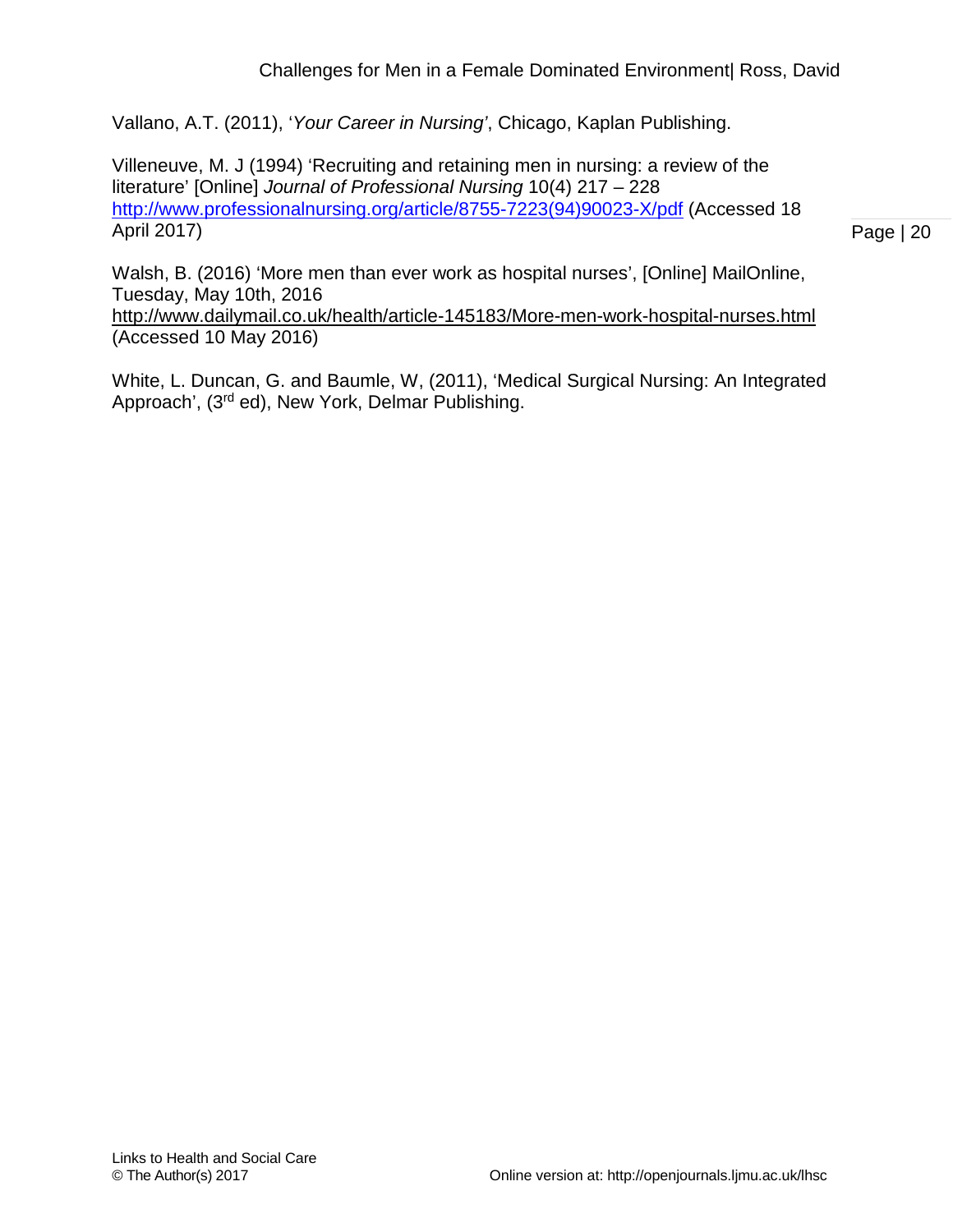Vallano, A.T. (2011), '*Your Career in Nursing'*, Chicago, Kaplan Publishing.

Villeneuve, M. J (1994) 'Recruiting and retaining men in nursing: a review of the literature' [Online] *Journal of Professional Nursing* 10(4) 217 – 228 http://www.professionalnursing.org/article/8755-7223(94)90023-X/pdf (Accessed 18 April 2017)

Walsh, B. (2016) 'More men than ever work as hospital nurses', [Online] MailOnline, Tuesday, May 10th, 2016 http://www.dailymail.co.uk/health/article-145183/More-men-work-hospital-nurses.html (Accessed 10 May 2016)

White, L. Duncan, G. and Baumle, W, (2011), 'Medical Surgical Nursing: An Integrated Approach', (3rd ed), New York, Delmar Publishing.